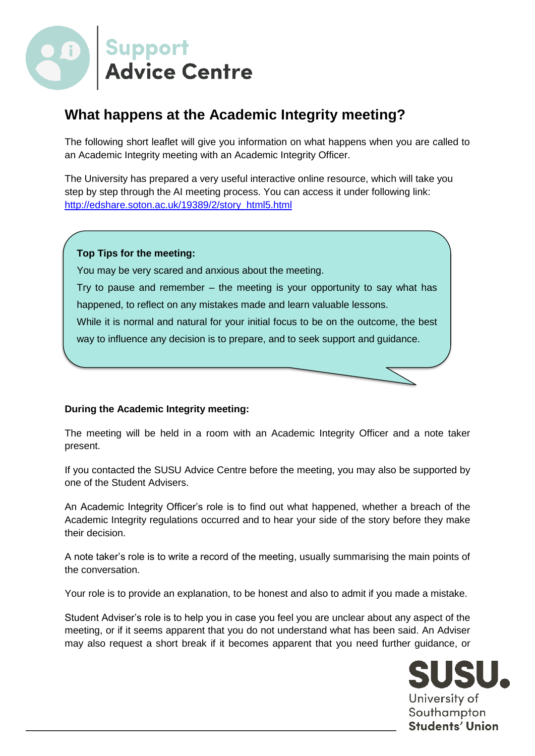# Support Advice Centre

## What happens at the Academic Integrity meeting?

The following short leaflet will give you information on what happens when you are called to an Academic Integrity meeting with an Academic Integrity Officer.

The University has prepared a very useful interactive online resource, which will take you step by step through the AI meeting process. You can access it under following link: [http://edshare.soton.ac.uk/19389/2/story_html5.html](http://edshare.soton.ac.uk/19389/2/story_html5.html)

**Top Tips for the meeting:**

You may be very scared and anxious about the meeting.

Try to pause and remember – the meeting is your opportunity to say what has happened, to reflect on any mistakes made and learn valuable lessons.

While it is normal and natural for your initial focus to be on the outcome, the best way to influence any decision is to prepare, and to seek support and guidance.

**During the Academic Integrity meeting:**

The meeting will be held in a room with an Academic Integrity Officer and a note taker present.

If you contacted the SUSU Advice Centre before the meeting, you may also be supported by one of the Student Advisers.

An Academic Integrity Officer's role is to find out what happened, whether a breach of the Academic Integrity regulations occurred and to hear your side of the story before they make their decision.

A note taker's role is to write a record of the meeting, usually summarising the main points of the conversation.

Your role is to provide an explanation, to be honest and also to admit if you made a mistake.

Student Adviser's role is to help you in case you feel you are unclear about any aspect of the meeting, or if it seems apparent that you do not understand what has been said. An Adviser may also request a short break if it becomes apparent that you need further guidance, or

SUSU. University of Southampton Students' Union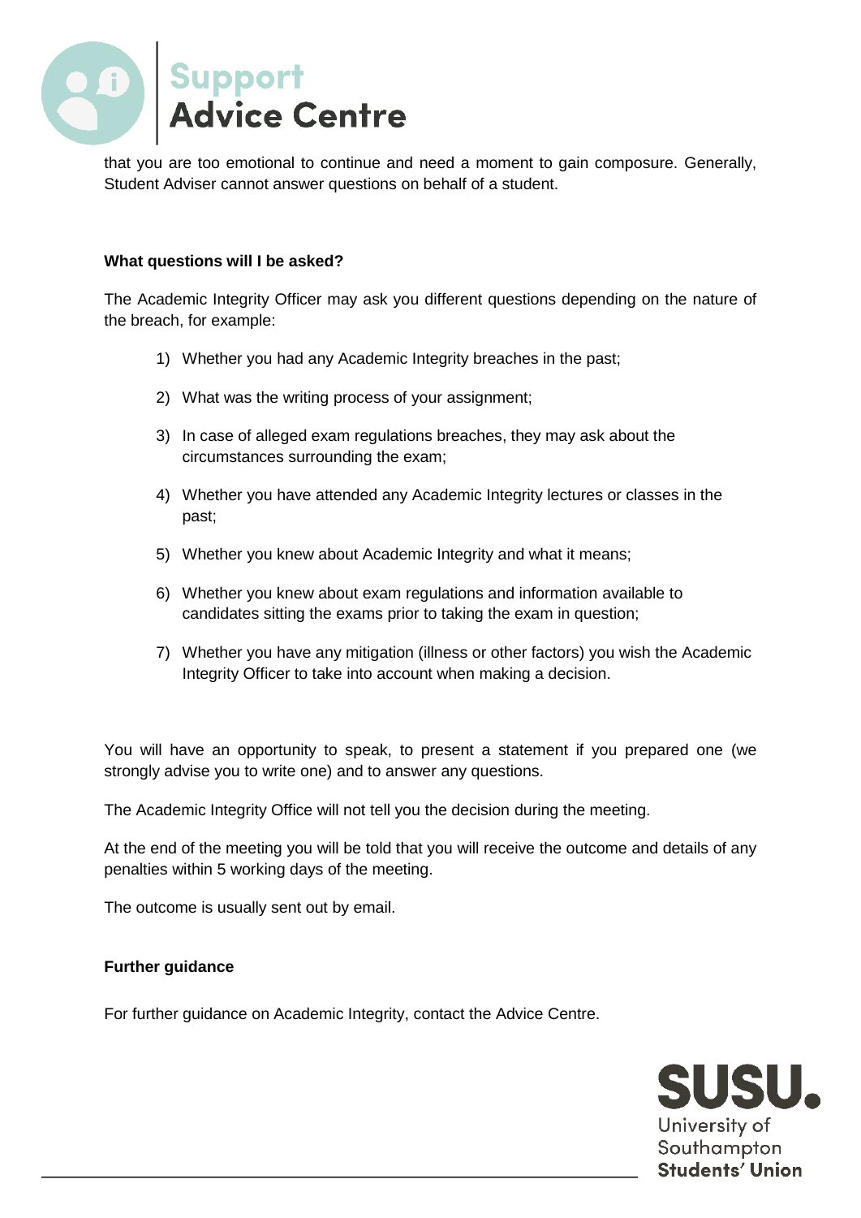that you are too emotional to continue and need a moment to gain composure. Generally, Student Adviser cannot answer questions on behalf of a student.

**What questions will I be asked?**

The Academic Integrity Officer may ask you different questions depending on the nature of the breach, for example:

1) Whether you had any Academic Integrity breaches in the past;
2) What was the writing process of your assignment;
3) In case of alleged exam regulations breaches, they may ask about the circumstances surrounding the exam;
4) Whether you have attended any Academic Integrity lectures or classes in the past;
5) Whether you knew about Academic Integrity and what it means;
6) Whether you knew about exam regulations and information available to candidates sitting the exams prior to taking the exam in question;
7) Whether you have any mitigation (illness or other factors) you wish the Academic Integrity Officer to take into account when making a decision.

You will have an opportunity to speak, to present a statement if you prepared one (we strongly advise you to write one) and to answer any questions.

The Academic Integrity Office will not tell you the decision during the meeting.

At the end of the meeting you will be told that you will receive the outcome and details of any penalties within 5 working days of the meeting.

The outcome is usually sent out by email.

**Further guidance**

For further guidance on Academic Integrity, contact the Advice Centre.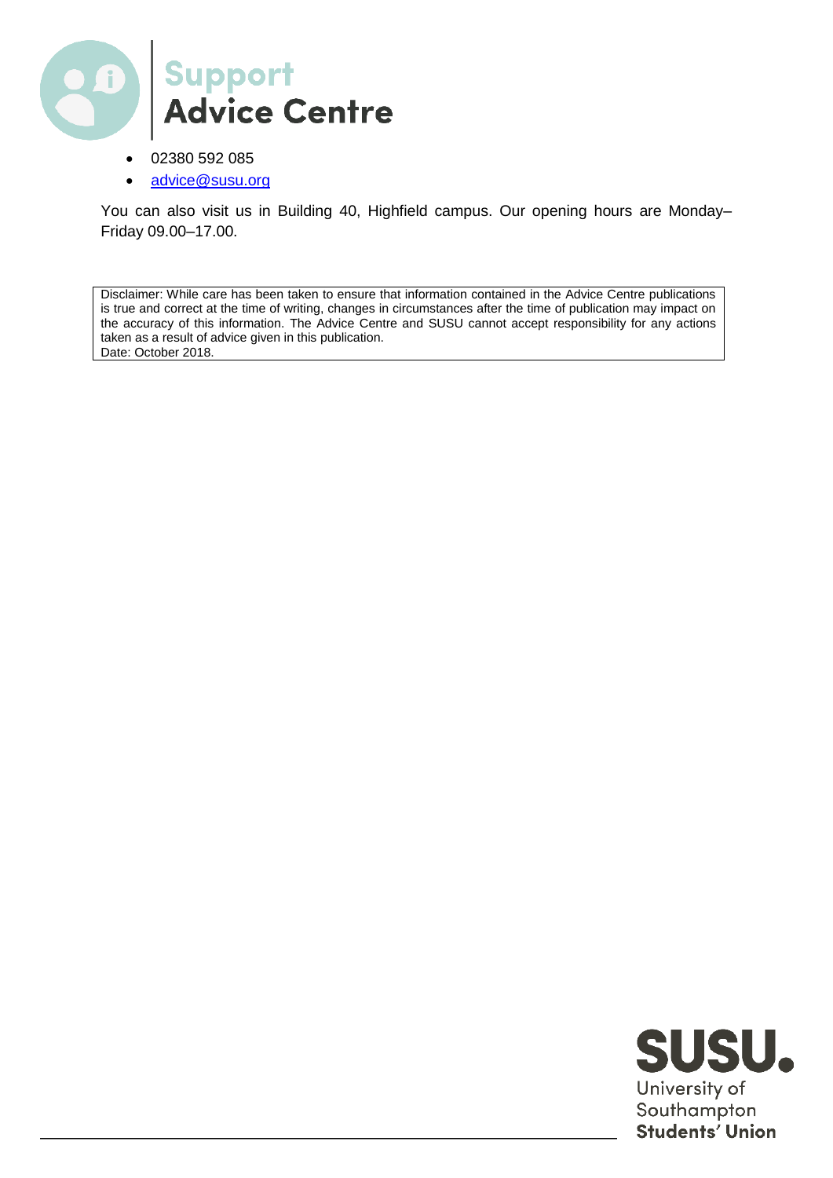- 02380 592 085
- advice@susu.org

You can also visit us in Building 40, Highfield campus. Our opening hours are Monday–Friday 09.00–17.00.

Disclaimer: While care has been taken to ensure that information contained in the Advice Centre publications is true and correct at the time of writing, changes in circumstances after the time of publication may impact on the accuracy of this information. The Advice Centre and SUSU cannot accept responsibility for any actions taken as a result of advice given in this publication.
Date: October 2018.